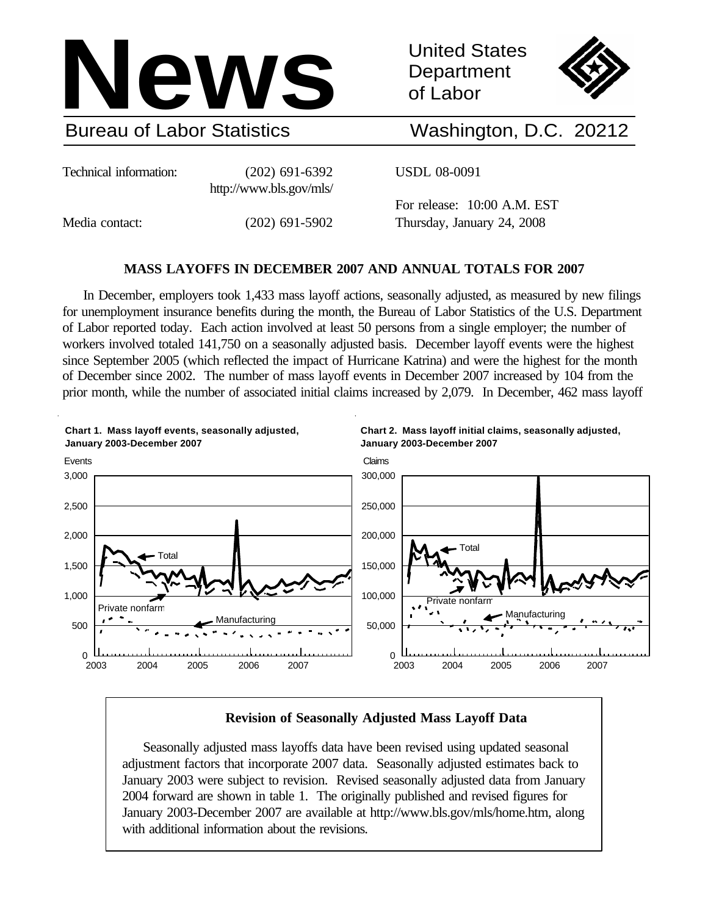# News

United States Department of Labor

Bureau of Labor Statistics — Washington, D.C. 20212

| | | |
|---|---|---|
| Technical information: | (202) 691-6392 http://www.bls.gov/mls/ | USDL 08-0091 |
| | | For release: 10:00 A.M. EST |
| Media contact: | (202) 691-5902 | Thursday, January 24, 2008 |

## MASS LAYOFFS IN DECEMBER 2007 AND ANNUAL TOTALS FOR 2007

In December, employers took 1,433 mass layoff actions, seasonally adjusted, as measured by new filings for unemployment insurance benefits during the month, the Bureau of Labor Statistics of the U.S. Department of Labor reported today. Each action involved at least 50 persons from a single employer; the number of workers involved totaled 141,750 on a seasonally adjusted basis. December layoff events were the highest since September 2005 (which reflected the impact of Hurricane Katrina) and were the highest for the month of December since 2002. The number of mass layoff events in December 2007 increased by 104 from the prior month, while the number of associated initial claims increased by 2,079. In December, 462 mass layoff

**Chart 1. Mass layoff events, seasonally adjusted, January 2003-December 2007**

**Chart 2. Mass layoff initial claims, seasonally adjusted, January 2003-December 2007**

### Revision of Seasonally Adjusted Mass Layoff Data

Seasonally adjusted mass layoffs data have been revised using updated seasonal adjustment factors that incorporate 2007 data. Seasonally adjusted estimates back to January 2003 were subject to revision. Revised seasonally adjusted data from January 2004 forward are shown in table 1. The originally published and revised figures for January 2003-December 2007 are available at http://www.bls.gov/mls/home.htm, along with additional information about the revisions.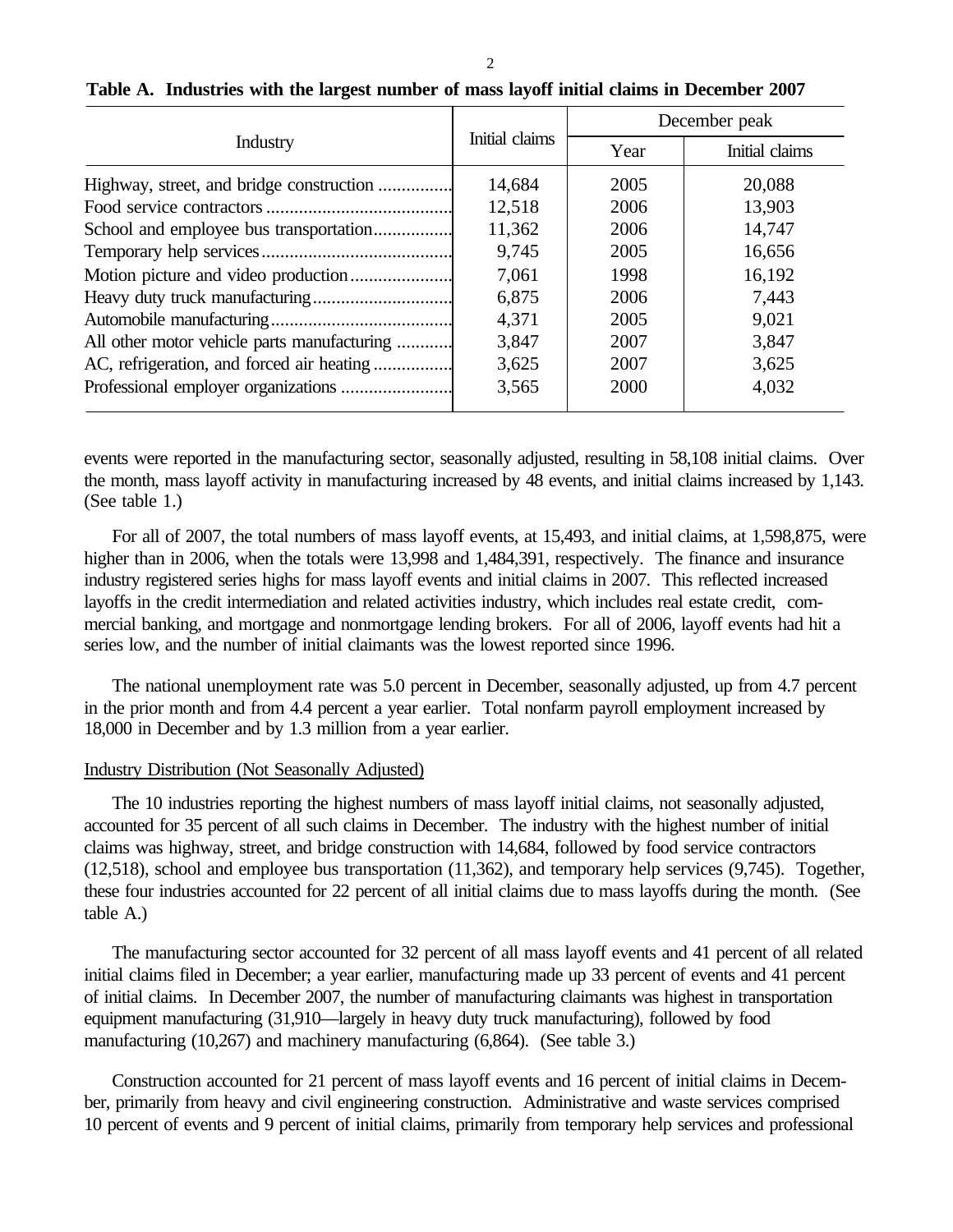**Table A. Industries with the largest number of mass layoff initial claims in December 2007**

| Industry | Initial claims | December peak | |
|---|---|---|---|
| | | Year | Initial claims |
| Highway, street, and bridge construction | 14,684 | 2005 | 20,088 |
| Food service contractors | 12,518 | 2006 | 13,903 |
| School and employee bus transportation | 11,362 | 2006 | 14,747 |
| Temporary help services | 9,745 | 2005 | 16,656 |
| Motion picture and video production | 7,061 | 1998 | 16,192 |
| Heavy duty truck manufacturing | 6,875 | 2006 | 7,443 |
| Automobile manufacturing | 4,371 | 2005 | 9,021 |
| All other motor vehicle parts manufacturing | 3,847 | 2007 | 3,847 |
| AC, refrigeration, and forced air heating | 3,625 | 2007 | 3,625 |
| Professional employer organizations | 3,565 | 2000 | 4,032 |

events were reported in the manufacturing sector, seasonally adjusted, resulting in 58,108 initial claims. Over the month, mass layoff activity in manufacturing increased by 48 events, and initial claims increased by 1,143. (See table 1.)

For all of 2007, the total numbers of mass layoff events, at 15,493, and initial claims, at 1,598,875, were higher than in 2006, when the totals were 13,998 and 1,484,391, respectively. The finance and insurance industry registered series highs for mass layoff events and initial claims in 2007. This reflected increased layoffs in the credit intermediation and related activities industry, which includes real estate credit, commercial banking, and mortgage and nonmortgage lending brokers. For all of 2006, layoff events had hit a series low, and the number of initial claimants was the lowest reported since 1996.

The national unemployment rate was 5.0 percent in December, seasonally adjusted, up from 4.7 percent in the prior month and from 4.4 percent a year earlier. Total nonfarm payroll employment increased by 18,000 in December and by 1.3 million from a year earlier.

Industry Distribution (Not Seasonally Adjusted)

The 10 industries reporting the highest numbers of mass layoff initial claims, not seasonally adjusted, accounted for 35 percent of all such claims in December. The industry with the highest number of initial claims was highway, street, and bridge construction with 14,684, followed by food service contractors (12,518), school and employee bus transportation (11,362), and temporary help services (9,745). Together, these four industries accounted for 22 percent of all initial claims due to mass layoffs during the month. (See table A.)

The manufacturing sector accounted for 32 percent of all mass layoff events and 41 percent of all related initial claims filed in December; a year earlier, manufacturing made up 33 percent of events and 41 percent of initial claims. In December 2007, the number of manufacturing claimants was highest in transportation equipment manufacturing (31,910—largely in heavy duty truck manufacturing), followed by food manufacturing (10,267) and machinery manufacturing (6,864). (See table 3.)

Construction accounted for 21 percent of mass layoff events and 16 percent of initial claims in December, primarily from heavy and civil engineering construction. Administrative and waste services comprised 10 percent of events and 9 percent of initial claims, primarily from temporary help services and professional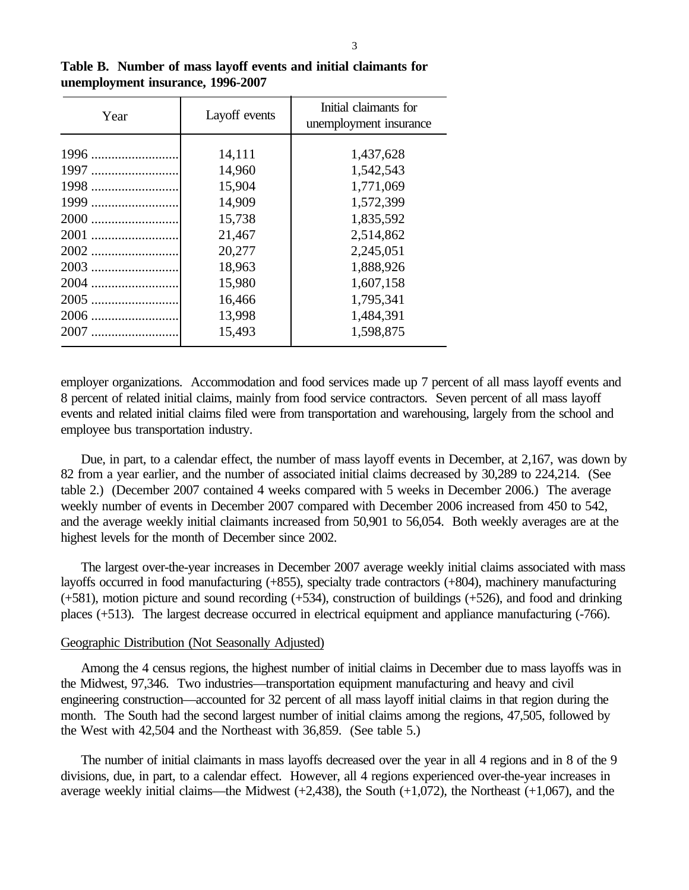**Table B. Number of mass layoff events and initial claimants for unemployment insurance, 1996-2007**

| Year | Layoff events | Initial claimants for unemployment insurance |
|---|---|---|
| 1996 | 14,111 | 1,437,628 |
| 1997 | 14,960 | 1,542,543 |
| 1998 | 15,904 | 1,771,069 |
| 1999 | 14,909 | 1,572,399 |
| 2000 | 15,738 | 1,835,592 |
| 2001 | 21,467 | 2,514,862 |
| 2002 | 20,277 | 2,245,051 |
| 2003 | 18,963 | 1,888,926 |
| 2004 | 15,980 | 1,607,158 |
| 2005 | 16,466 | 1,795,341 |
| 2006 | 13,998 | 1,484,391 |
| 2007 | 15,493 | 1,598,875 |

employer organizations. Accommodation and food services made up 7 percent of all mass layoff events and 8 percent of related initial claims, mainly from food service contractors. Seven percent of all mass layoff events and related initial claims filed were from transportation and warehousing, largely from the school and employee bus transportation industry.

Due, in part, to a calendar effect, the number of mass layoff events in December, at 2,167, was down by 82 from a year earlier, and the number of associated initial claims decreased by 30,289 to 224,214. (See table 2.) (December 2007 contained 4 weeks compared with 5 weeks in December 2006.) The average weekly number of events in December 2007 compared with December 2006 increased from 450 to 542, and the average weekly initial claimants increased from 50,901 to 56,054. Both weekly averages are at the highest levels for the month of December since 2002.

The largest over-the-year increases in December 2007 average weekly initial claims associated with mass layoffs occurred in food manufacturing (+855), specialty trade contractors (+804), machinery manufacturing (+581), motion picture and sound recording (+534), construction of buildings (+526), and food and drinking places (+513). The largest decrease occurred in electrical equipment and appliance manufacturing (-766).

Geographic Distribution (Not Seasonally Adjusted)

Among the 4 census regions, the highest number of initial claims in December due to mass layoffs was in the Midwest, 97,346. Two industries—transportation equipment manufacturing and heavy and civil engineering construction—accounted for 32 percent of all mass layoff initial claims in that region during the month. The South had the second largest number of initial claims among the regions, 47,505, followed by the West with 42,504 and the Northeast with 36,859. (See table 5.)

The number of initial claimants in mass layoffs decreased over the year in all 4 regions and in 8 of the 9 divisions, due, in part, to a calendar effect. However, all 4 regions experienced over-the-year increases in average weekly initial claims—the Midwest (+2,438), the South (+1,072), the Northeast (+1,067), and the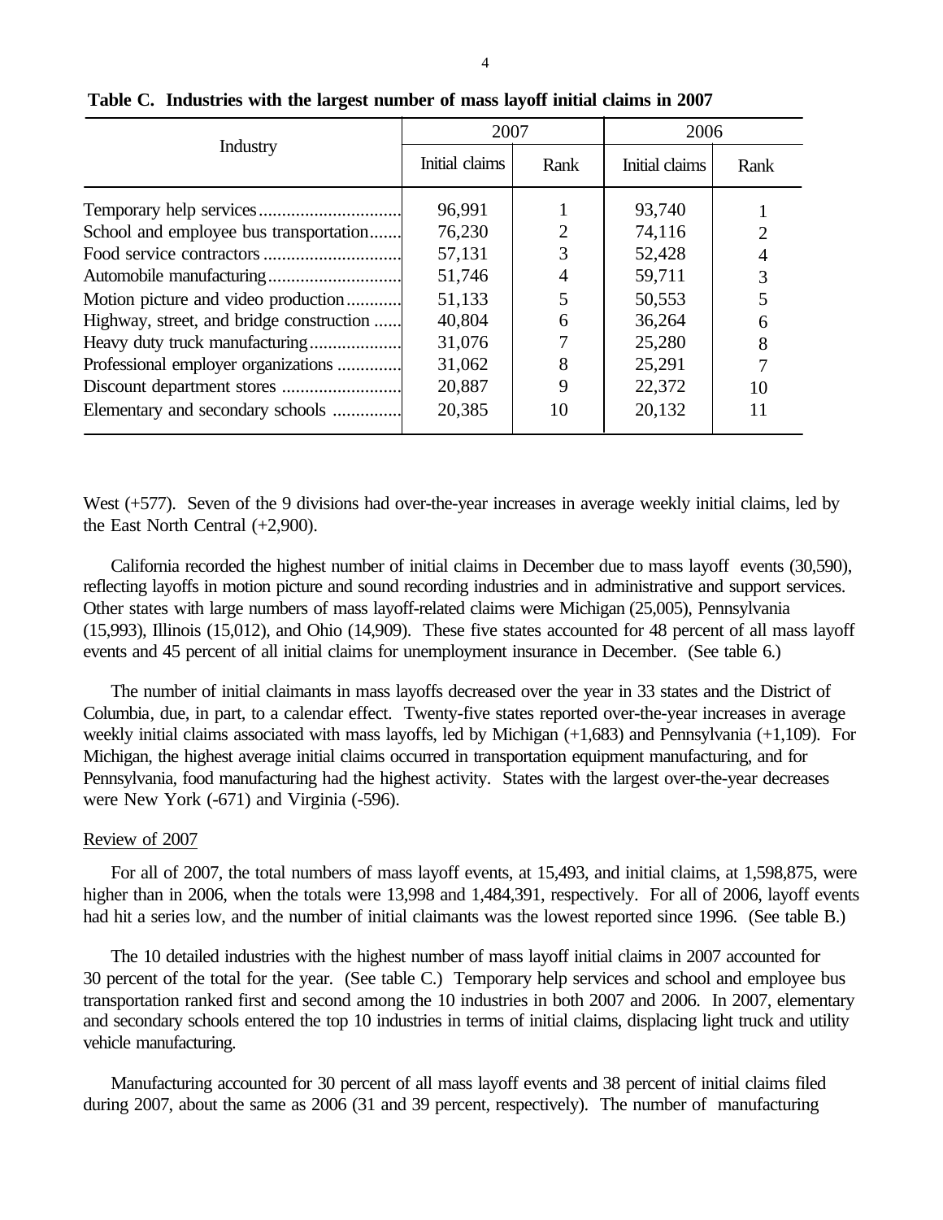**Table C. Industries with the largest number of mass layoff initial claims in 2007**

| Industry | 2007 | | 2006 | |
|---|---|---|---|---|
| | Initial claims | Rank | Initial claims | Rank |
| Temporary help services | 96,991 | 1 | 93,740 | 1 |
| School and employee bus transportation | 76,230 | 2 | 74,116 | 2 |
| Food service contractors | 57,131 | 3 | 52,428 | 4 |
| Automobile manufacturing | 51,746 | 4 | 59,711 | 3 |
| Motion picture and video production | 51,133 | 5 | 50,553 | 5 |
| Highway, street, and bridge construction | 40,804 | 6 | 36,264 | 6 |
| Heavy duty truck manufacturing | 31,076 | 7 | 25,280 | 8 |
| Professional employer organizations | 31,062 | 8 | 25,291 | 7 |
| Discount department stores | 20,887 | 9 | 22,372 | 10 |
| Elementary and secondary schools | 20,385 | 10 | 20,132 | 11 |

West (+577). Seven of the 9 divisions had over-the-year increases in average weekly initial claims, led by the East North Central (+2,900).

California recorded the highest number of initial claims in December due to mass layoff events (30,590), reflecting layoffs in motion picture and sound recording industries and in administrative and support services. Other states with large numbers of mass layoff-related claims were Michigan (25,005), Pennsylvania (15,993), Illinois (15,012), and Ohio (14,909). These five states accounted for 48 percent of all mass layoff events and 45 percent of all initial claims for unemployment insurance in December. (See table 6.)

The number of initial claimants in mass layoffs decreased over the year in 33 states and the District of Columbia, due, in part, to a calendar effect. Twenty-five states reported over-the-year increases in average weekly initial claims associated with mass layoffs, led by Michigan (+1,683) and Pennsylvania (+1,109). For Michigan, the highest average initial claims occurred in transportation equipment manufacturing, and for Pennsylvania, food manufacturing had the highest activity. States with the largest over-the-year decreases were New York (-671) and Virginia (-596).

Review of 2007

For all of 2007, the total numbers of mass layoff events, at 15,493, and initial claims, at 1,598,875, were higher than in 2006, when the totals were 13,998 and 1,484,391, respectively. For all of 2006, layoff events had hit a series low, and the number of initial claimants was the lowest reported since 1996. (See table B.)

The 10 detailed industries with the highest number of mass layoff initial claims in 2007 accounted for 30 percent of the total for the year. (See table C.) Temporary help services and school and employee bus transportation ranked first and second among the 10 industries in both 2007 and 2006. In 2007, elementary and secondary schools entered the top 10 industries in terms of initial claims, displacing light truck and utility vehicle manufacturing.

Manufacturing accounted for 30 percent of all mass layoff events and 38 percent of initial claims filed during 2007, about the same as 2006 (31 and 39 percent, respectively). The number of manufacturing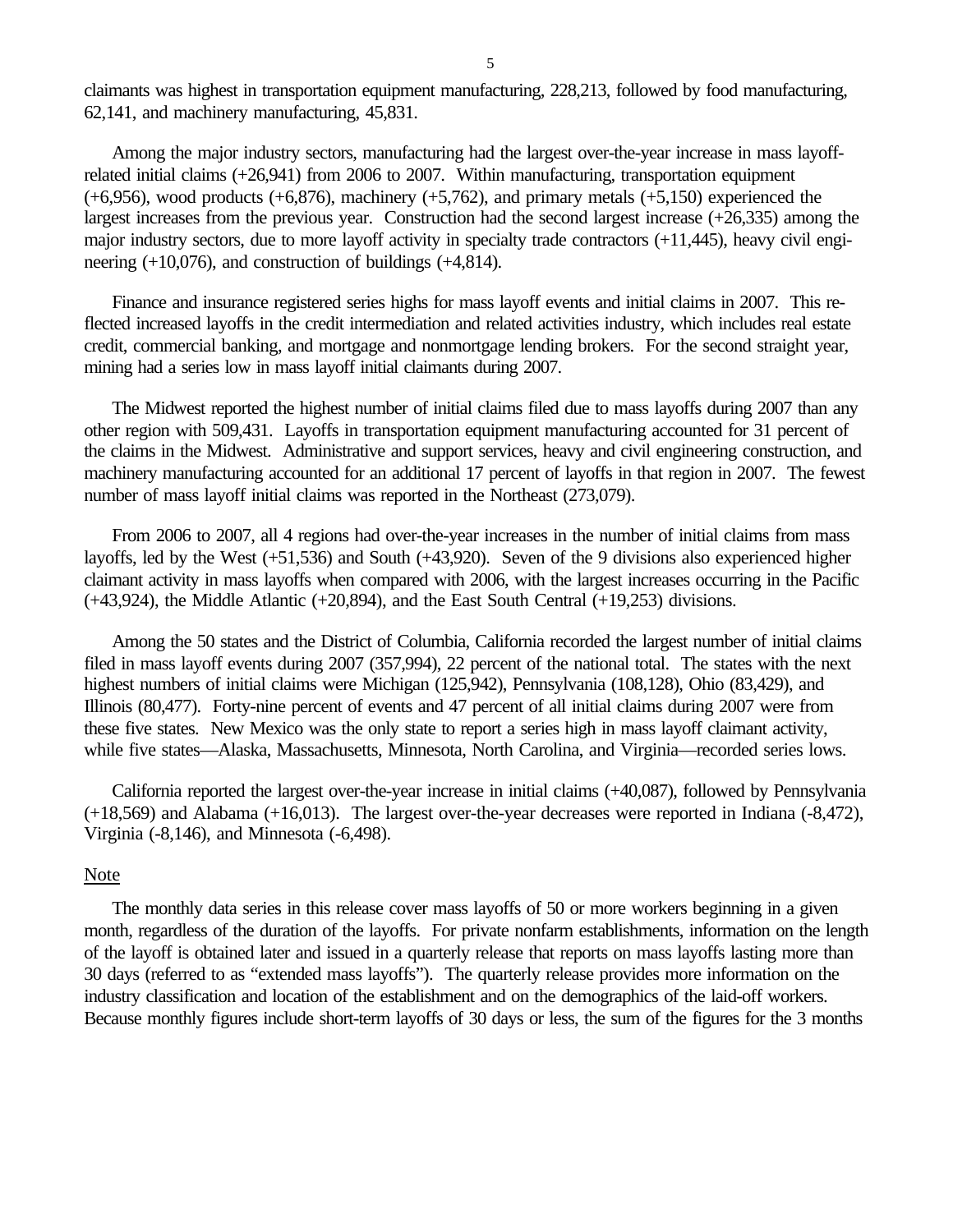claimants was highest in transportation equipment manufacturing, 228,213, followed by food manufacturing, 62,141, and machinery manufacturing, 45,831.

Among the major industry sectors, manufacturing had the largest over-the-year increase in mass layoff-related initial claims (+26,941) from 2006 to 2007. Within manufacturing, transportation equipment (+6,956), wood products (+6,876), machinery (+5,762), and primary metals (+5,150) experienced the largest increases from the previous year. Construction had the second largest increase (+26,335) among the major industry sectors, due to more layoff activity in specialty trade contractors (+11,445), heavy civil engineering (+10,076), and construction of buildings (+4,814).

Finance and insurance registered series highs for mass layoff events and initial claims in 2007. This reflected increased layoffs in the credit intermediation and related activities industry, which includes real estate credit, commercial banking, and mortgage and nonmortgage lending brokers. For the second straight year, mining had a series low in mass layoff initial claimants during 2007.

The Midwest reported the highest number of initial claims filed due to mass layoffs during 2007 than any other region with 509,431. Layoffs in transportation equipment manufacturing accounted for 31 percent of the claims in the Midwest. Administrative and support services, heavy and civil engineering construction, and machinery manufacturing accounted for an additional 17 percent of layoffs in that region in 2007. The fewest number of mass layoff initial claims was reported in the Northeast (273,079).

From 2006 to 2007, all 4 regions had over-the-year increases in the number of initial claims from mass layoffs, led by the West (+51,536) and South (+43,920). Seven of the 9 divisions also experienced higher claimant activity in mass layoffs when compared with 2006, with the largest increases occurring in the Pacific (+43,924), the Middle Atlantic (+20,894), and the East South Central (+19,253) divisions.

Among the 50 states and the District of Columbia, California recorded the largest number of initial claims filed in mass layoff events during 2007 (357,994), 22 percent of the national total. The states with the next highest numbers of initial claims were Michigan (125,942), Pennsylvania (108,128), Ohio (83,429), and Illinois (80,477). Forty-nine percent of events and 47 percent of all initial claims during 2007 were from these five states. New Mexico was the only state to report a series high in mass layoff claimant activity, while five states—Alaska, Massachusetts, Minnesota, North Carolina, and Virginia—recorded series lows.

California reported the largest over-the-year increase in initial claims (+40,087), followed by Pennsylvania (+18,569) and Alabama (+16,013). The largest over-the-year decreases were reported in Indiana (-8,472), Virginia (-8,146), and Minnesota (-6,498).

Note

The monthly data series in this release cover mass layoffs of 50 or more workers beginning in a given month, regardless of the duration of the layoffs. For private nonfarm establishments, information on the length of the layoff is obtained later and issued in a quarterly release that reports on mass layoffs lasting more than 30 days (referred to as "extended mass layoffs"). The quarterly release provides more information on the industry classification and location of the establishment and on the demographics of the laid-off workers. Because monthly figures include short-term layoffs of 30 days or less, the sum of the figures for the 3 months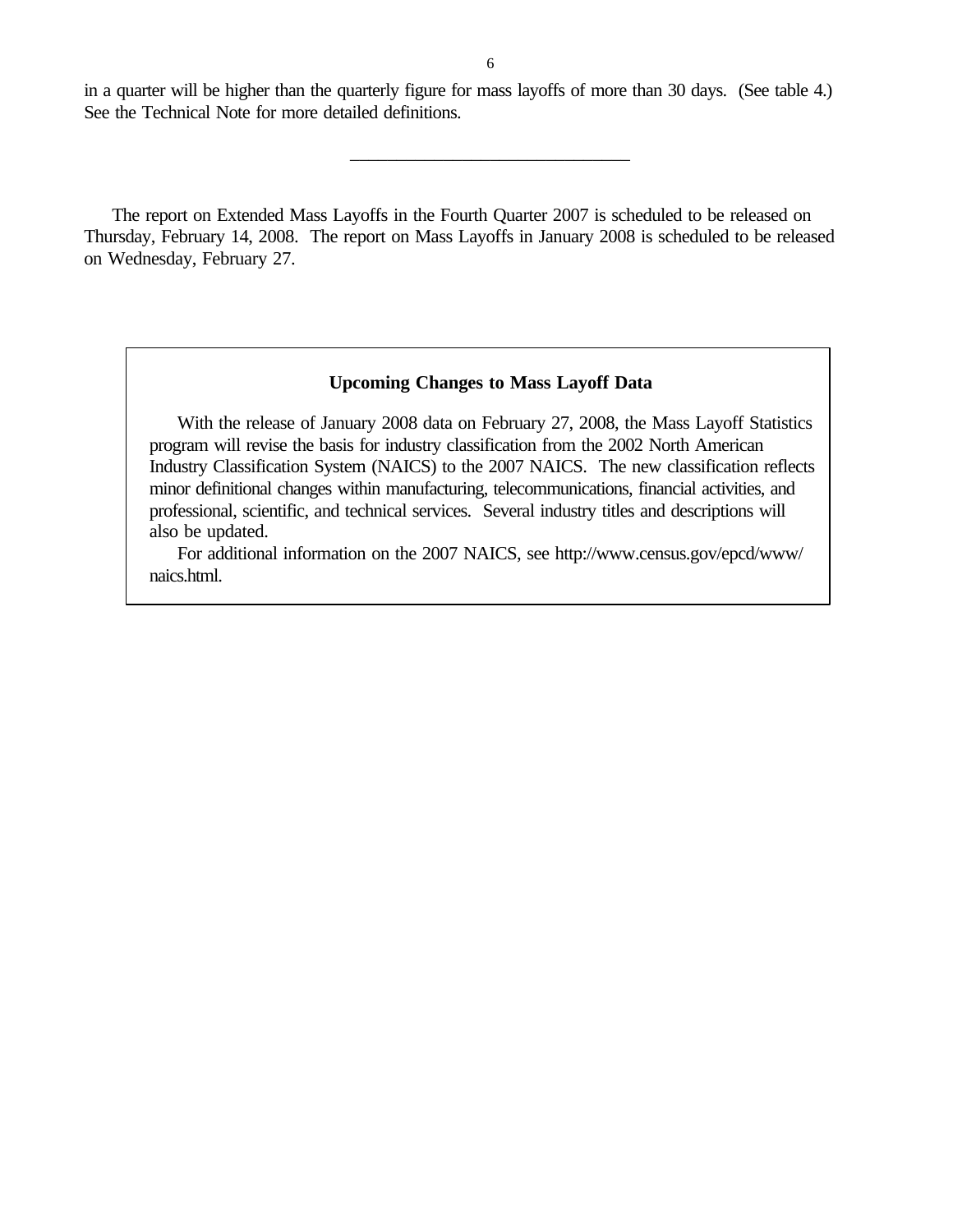in a quarter will be higher than the quarterly figure for mass layoffs of more than 30 days. (See table 4.) See the Technical Note for more detailed definitions.

---

The report on Extended Mass Layoffs in the Fourth Quarter 2007 is scheduled to be released on Thursday, February 14, 2008. The report on Mass Layoffs in January 2008 is scheduled to be released on Wednesday, February 27.

**Upcoming Changes to Mass Layoff Data**

With the release of January 2008 data on February 27, 2008, the Mass Layoff Statistics program will revise the basis for industry classification from the 2002 North American Industry Classification System (NAICS) to the 2007 NAICS. The new classification reflects minor definitional changes within manufacturing, telecommunications, financial activities, and professional, scientific, and technical services. Several industry titles and descriptions will also be updated.

For additional information on the 2007 NAICS, see http://www.census.gov/epcd/www/naics.html.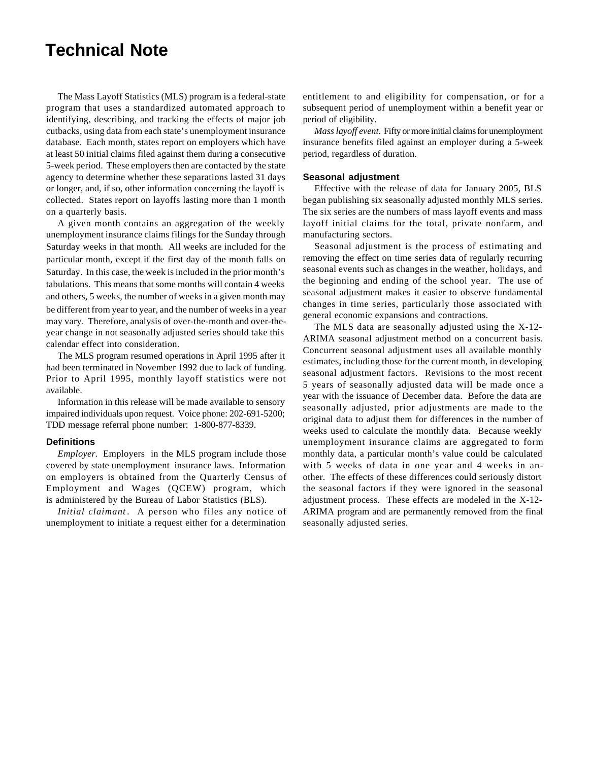# Technical Note

The Mass Layoff Statistics (MLS) program is a federal-state program that uses a standardized automated approach to identifying, describing, and tracking the effects of major job cutbacks, using data from each state's unemployment insurance database. Each month, states report on employers which have at least 50 initial claims filed against them during a consecutive 5-week period. These employers then are contacted by the state agency to determine whether these separations lasted 31 days or longer, and, if so, other information concerning the layoff is collected. States report on layoffs lasting more than 1 month on a quarterly basis.

A given month contains an aggregation of the weekly unemployment insurance claims filings for the Sunday through Saturday weeks in that month. All weeks are included for the particular month, except if the first day of the month falls on Saturday. In this case, the week is included in the prior month's tabulations. This means that some months will contain 4 weeks and others, 5 weeks, the number of weeks in a given month may be different from year to year, and the number of weeks in a year may vary. Therefore, analysis of over-the-month and over-the-year change in not seasonally adjusted series should take this calendar effect into consideration.

The MLS program resumed operations in April 1995 after it had been terminated in November 1992 due to lack of funding. Prior to April 1995, monthly layoff statistics were not available.

Information in this release will be made available to sensory impaired individuals upon request. Voice phone: 202-691-5200; TDD message referral phone number: 1-800-877-8339.

### Definitions

*Employer.* Employers in the MLS program include those covered by state unemployment insurance laws. Information on employers is obtained from the Quarterly Census of Employment and Wages (QCEW) program, which is administered by the Bureau of Labor Statistics (BLS).

*Initial claimant.* A person who files any notice of unemployment to initiate a request either for a determination entitlement to and eligibility for compensation, or for a subsequent period of unemployment within a benefit year or period of eligibility.

*Mass layoff event.* Fifty or more initial claims for unemployment insurance benefits filed against an employer during a 5-week period, regardless of duration.

### Seasonal adjustment

Effective with the release of data for January 2005, BLS began publishing six seasonally adjusted monthly MLS series. The six series are the numbers of mass layoff events and mass layoff initial claims for the total, private nonfarm, and manufacturing sectors.

Seasonal adjustment is the process of estimating and removing the effect on time series data of regularly recurring seasonal events such as changes in the weather, holidays, and the beginning and ending of the school year. The use of seasonal adjustment makes it easier to observe fundamental changes in time series, particularly those associated with general economic expansions and contractions.

The MLS data are seasonally adjusted using the X-12-ARIMA seasonal adjustment method on a concurrent basis. Concurrent seasonal adjustment uses all available monthly estimates, including those for the current month, in developing seasonal adjustment factors. Revisions to the most recent 5 years of seasonally adjusted data will be made once a year with the issuance of December data. Before the data are seasonally adjusted, prior adjustments are made to the original data to adjust them for differences in the number of weeks used to calculate the monthly data. Because weekly unemployment insurance claims are aggregated to form monthly data, a particular month's value could be calculated with 5 weeks of data in one year and 4 weeks in another. The effects of these differences could seriously distort the seasonal factors if they were ignored in the seasonal adjustment process. These effects are modeled in the X-12-ARIMA program and are permanently removed from the final seasonally adjusted series.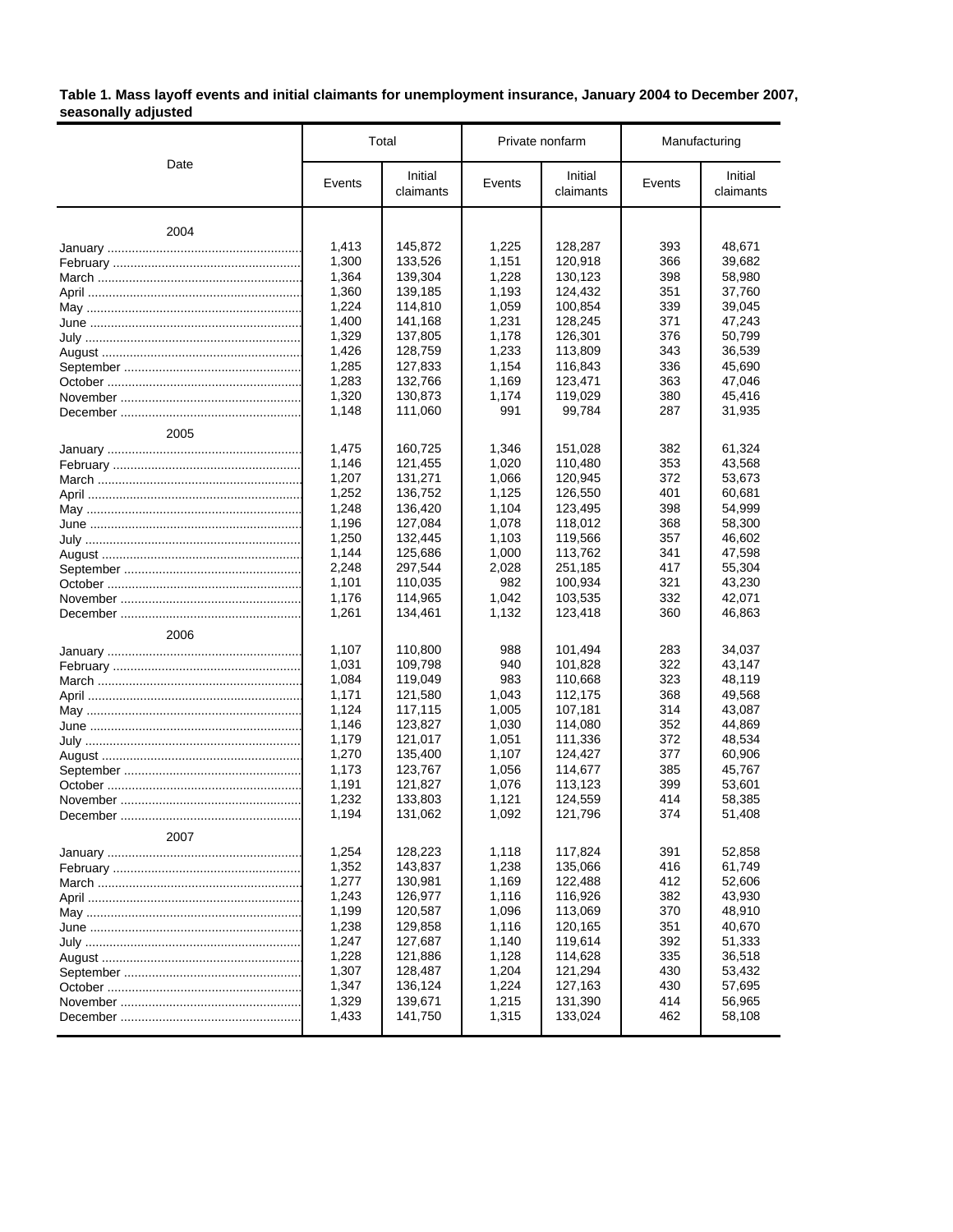**Table 1. Mass layoff events and initial claimants for unemployment insurance, January 2004 to December 2007, seasonally adjusted**

| Date | Total | | Private nonfarm | | Manufacturing | |
|---|---|---|---|---|---|---|
| | Events | Initial claimants | Events | Initial claimants | Events | Initial claimants |
| **2004** | | | | | | |
| January | 1,413 | 145,872 | 1,225 | 128,287 | 393 | 48,671 |
| February | 1,300 | 133,526 | 1,151 | 120,918 | 366 | 39,682 |
| March | 1,364 | 139,304 | 1,228 | 130,123 | 398 | 58,980 |
| April | 1,360 | 139,185 | 1,193 | 124,432 | 351 | 37,760 |
| May | 1,224 | 114,810 | 1,059 | 100,854 | 339 | 39,045 |
| June | 1,400 | 141,168 | 1,231 | 128,245 | 371 | 47,243 |
| July | 1,329 | 137,805 | 1,178 | 126,301 | 376 | 50,799 |
| August | 1,426 | 128,759 | 1,233 | 113,809 | 343 | 36,539 |
| September | 1,285 | 127,833 | 1,154 | 116,843 | 336 | 45,690 |
| October | 1,283 | 132,766 | 1,169 | 123,471 | 363 | 47,046 |
| November | 1,320 | 130,873 | 1,174 | 119,029 | 380 | 45,416 |
| December | 1,148 | 111,060 | 991 | 99,784 | 287 | 31,935 |
| **2005** | | | | | | |
| January | 1,475 | 160,725 | 1,346 | 151,028 | 382 | 61,324 |
| February | 1,146 | 121,455 | 1,020 | 110,480 | 353 | 43,568 |
| March | 1,207 | 131,271 | 1,066 | 120,945 | 372 | 53,673 |
| April | 1,252 | 136,752 | 1,125 | 126,550 | 401 | 60,681 |
| May | 1,248 | 136,420 | 1,104 | 123,495 | 398 | 54,999 |
| June | 1,196 | 127,084 | 1,078 | 118,012 | 368 | 58,300 |
| July | 1,250 | 132,445 | 1,103 | 119,566 | 357 | 46,602 |
| August | 1,144 | 125,686 | 1,000 | 113,762 | 341 | 47,598 |
| September | 2,248 | 297,544 | 2,028 | 251,185 | 417 | 55,304 |
| October | 1,101 | 110,035 | 982 | 100,934 | 321 | 43,230 |
| November | 1,176 | 114,965 | 1,042 | 103,535 | 332 | 42,071 |
| December | 1,261 | 134,461 | 1,132 | 123,418 | 360 | 46,863 |
| **2006** | | | | | | |
| January | 1,107 | 110,800 | 988 | 101,494 | 283 | 34,037 |
| February | 1,031 | 109,798 | 940 | 101,828 | 322 | 43,147 |
| March | 1,084 | 119,049 | 983 | 110,668 | 323 | 48,119 |
| April | 1,171 | 121,580 | 1,043 | 112,175 | 368 | 49,568 |
| May | 1,124 | 117,115 | 1,005 | 107,181 | 314 | 43,087 |
| June | 1,146 | 123,827 | 1,030 | 114,080 | 352 | 44,869 |
| July | 1,179 | 121,017 | 1,051 | 111,336 | 372 | 48,534 |
| August | 1,270 | 135,400 | 1,107 | 124,427 | 377 | 60,906 |
| September | 1,173 | 123,767 | 1,056 | 114,677 | 385 | 45,767 |
| October | 1,191 | 121,827 | 1,076 | 113,123 | 399 | 53,601 |
| November | 1,232 | 133,803 | 1,121 | 124,559 | 414 | 58,385 |
| December | 1,194 | 131,062 | 1,092 | 121,796 | 374 | 51,408 |
| **2007** | | | | | | |
| January | 1,254 | 128,223 | 1,118 | 117,824 | 391 | 52,858 |
| February | 1,352 | 143,837 | 1,238 | 135,066 | 416 | 61,749 |
| March | 1,277 | 130,981 | 1,169 | 122,488 | 412 | 52,606 |
| April | 1,243 | 126,977 | 1,116 | 116,926 | 382 | 43,930 |
| May | 1,199 | 120,587 | 1,096 | 113,069 | 370 | 48,910 |
| June | 1,238 | 129,858 | 1,116 | 120,165 | 351 | 40,670 |
| July | 1,247 | 127,687 | 1,140 | 119,614 | 392 | 51,333 |
| August | 1,228 | 121,886 | 1,128 | 114,628 | 335 | 36,518 |
| September | 1,307 | 128,487 | 1,204 | 121,294 | 430 | 53,432 |
| October | 1,347 | 136,124 | 1,224 | 127,163 | 430 | 57,695 |
| November | 1,329 | 139,671 | 1,215 | 131,390 | 414 | 56,965 |
| December | 1,433 | 141,750 | 1,315 | 133,024 | 462 | 58,108 |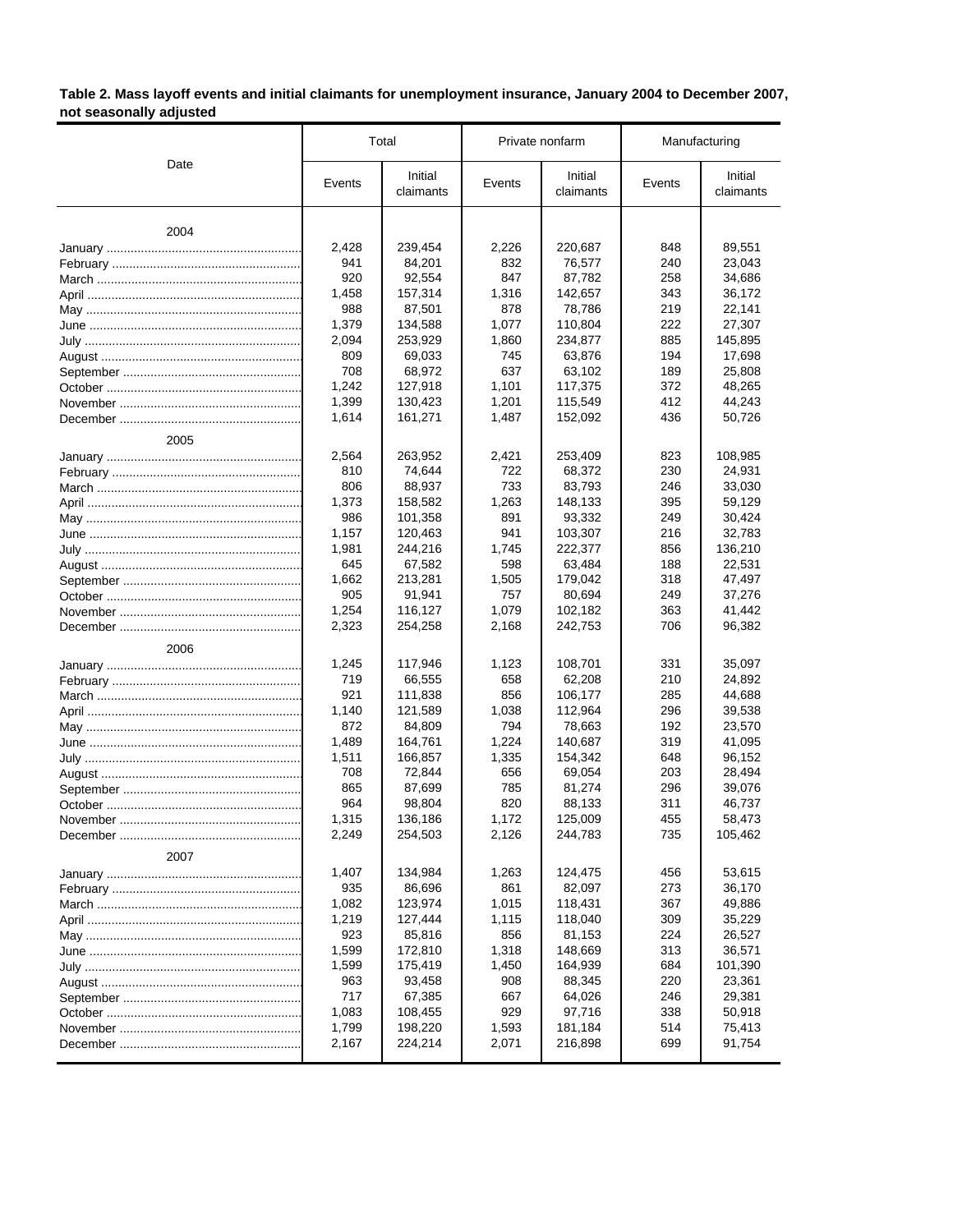**Table 2. Mass layoff events and initial claimants for unemployment insurance, January 2004 to December 2007, not seasonally adjusted**

| Date | Total | | Private nonfarm | | Manufacturing | |
|---|---|---|---|---|---|---|
| | Events | Initial claimants | Events | Initial claimants | Events | Initial claimants |
| **2004** | | | | | | |
| January | 2,428 | 239,454 | 2,226 | 220,687 | 848 | 89,551 |
| February | 941 | 84,201 | 832 | 76,577 | 240 | 23,043 |
| March | 920 | 92,554 | 847 | 87,782 | 258 | 34,686 |
| April | 1,458 | 157,314 | 1,316 | 142,657 | 343 | 36,172 |
| May | 988 | 87,501 | 878 | 78,786 | 219 | 22,141 |
| June | 1,379 | 134,588 | 1,077 | 110,804 | 222 | 27,307 |
| July | 2,094 | 253,929 | 1,860 | 234,877 | 885 | 145,895 |
| August | 809 | 69,033 | 745 | 63,876 | 194 | 17,698 |
| September | 708 | 68,972 | 637 | 63,102 | 189 | 25,808 |
| October | 1,242 | 127,918 | 1,101 | 117,375 | 372 | 48,265 |
| November | 1,399 | 130,423 | 1,201 | 115,549 | 412 | 44,243 |
| December | 1,614 | 161,271 | 1,487 | 152,092 | 436 | 50,726 |
| **2005** | | | | | | |
| January | 2,564 | 263,952 | 2,421 | 253,409 | 823 | 108,985 |
| February | 810 | 74,644 | 722 | 68,372 | 230 | 24,931 |
| March | 806 | 88,937 | 733 | 83,793 | 246 | 33,030 |
| April | 1,373 | 158,582 | 1,263 | 148,133 | 395 | 59,129 |
| May | 986 | 101,358 | 891 | 93,332 | 249 | 30,424 |
| June | 1,157 | 120,463 | 941 | 103,307 | 216 | 32,783 |
| July | 1,981 | 244,216 | 1,745 | 222,377 | 856 | 136,210 |
| August | 645 | 67,582 | 598 | 63,484 | 188 | 22,531 |
| September | 1,662 | 213,281 | 1,505 | 179,042 | 318 | 47,497 |
| October | 905 | 91,941 | 757 | 80,694 | 249 | 37,276 |
| November | 1,254 | 116,127 | 1,079 | 102,182 | 363 | 41,442 |
| December | 2,323 | 254,258 | 2,168 | 242,753 | 706 | 96,382 |
| **2006** | | | | | | |
| January | 1,245 | 117,946 | 1,123 | 108,701 | 331 | 35,097 |
| February | 719 | 66,555 | 658 | 62,208 | 210 | 24,892 |
| March | 921 | 111,838 | 856 | 106,177 | 285 | 44,688 |
| April | 1,140 | 121,589 | 1,038 | 112,964 | 296 | 39,538 |
| May | 872 | 84,809 | 794 | 78,663 | 192 | 23,570 |
| June | 1,489 | 164,761 | 1,224 | 140,687 | 319 | 41,095 |
| July | 1,511 | 166,857 | 1,335 | 154,342 | 648 | 96,152 |
| August | 708 | 72,844 | 656 | 69,054 | 203 | 28,494 |
| September | 865 | 87,699 | 785 | 81,274 | 296 | 39,076 |
| October | 964 | 98,804 | 820 | 88,133 | 311 | 46,737 |
| November | 1,315 | 136,186 | 1,172 | 125,009 | 455 | 58,473 |
| December | 2,249 | 254,503 | 2,126 | 244,783 | 735 | 105,462 |
| **2007** | | | | | | |
| January | 1,407 | 134,984 | 1,263 | 124,475 | 456 | 53,615 |
| February | 935 | 86,696 | 861 | 82,097 | 273 | 36,170 |
| March | 1,082 | 123,974 | 1,015 | 118,431 | 367 | 49,886 |
| April | 1,219 | 127,444 | 1,115 | 118,040 | 309 | 35,229 |
| May | 923 | 85,816 | 856 | 81,153 | 224 | 26,527 |
| June | 1,599 | 172,810 | 1,318 | 148,669 | 313 | 36,571 |
| July | 1,599 | 175,419 | 1,450 | 164,939 | 684 | 101,390 |
| August | 963 | 93,458 | 908 | 88,345 | 220 | 23,361 |
| September | 717 | 67,385 | 667 | 64,026 | 246 | 29,381 |
| October | 1,083 | 108,455 | 929 | 97,716 | 338 | 50,918 |
| November | 1,799 | 198,220 | 1,593 | 181,184 | 514 | 75,413 |
| December | 2,167 | 224,214 | 2,071 | 216,898 | 699 | 91,754 |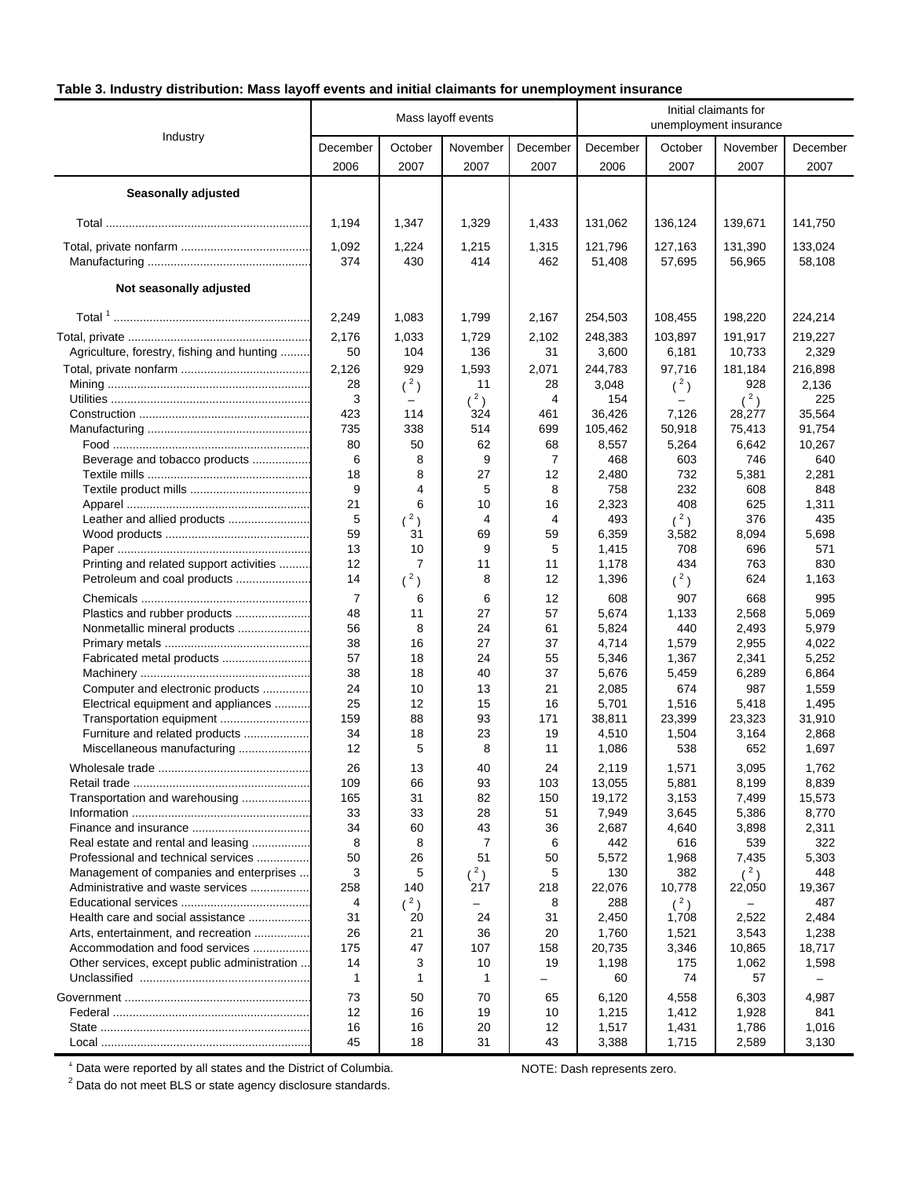**Table 3. Industry distribution: Mass layoff events and initial claimants for unemployment insurance**

| Industry | Mass layoff events | | | | Initial claimants for unemployment insurance | | | |
|---|---|---|---|---|---|---|---|---|
| | December 2006 | October 2007 | November 2007 | December 2007 | December 2006 | October 2007 | November 2007 | December 2007 |
| **Seasonally adjusted** | | | | | | | | |
| Total | 1,194 | 1,347 | 1,329 | 1,433 | 131,062 | 136,124 | 139,671 | 141,750 |
| Total, private nonfarm | 1,092 | 1,224 | 1,215 | 1,315 | 121,796 | 127,163 | 131,390 | 133,024 |
| Manufacturing | 374 | 430 | 414 | 462 | 51,408 | 57,695 | 56,965 | 58,108 |
| **Not seasonally adjusted** | | | | | | | | |
| Total [1] | 2,249 | 1,083 | 1,799 | 2,167 | 254,503 | 108,455 | 198,220 | 224,214 |
| Total, private | 2,176 | 1,033 | 1,729 | 2,102 | 248,383 | 103,897 | 191,917 | 219,227 |
| Agriculture, forestry, fishing and hunting | 50 | 104 | 136 | 31 | 3,600 | 6,181 | 10,733 | 2,329 |
| Total, private nonfarm | 2,126 | 929 | 1,593 | 2,071 | 244,783 | 97,716 | 181,184 | 216,898 |
| Mining | 28 | ( [2] ) | 11 | 28 | 3,048 | ( [2] ) | 928 | 2,136 |
| Utilities | 3 | – | ( [2] ) | 4 | 154 | – | ( [2] ) | 225 |
| Construction | 423 | 114 | 324 | 461 | 36,426 | 7,126 | 28,277 | 35,564 |
| Manufacturing | 735 | 338 | 514 | 699 | 105,462 | 50,918 | 75,413 | 91,754 |
| Food | 80 | 50 | 62 | 68 | 8,557 | 5,264 | 6,642 | 10,267 |
| Beverage and tobacco products | 6 | 8 | 9 | 7 | 468 | 603 | 746 | 640 |
| Textile mills | 18 | 8 | 27 | 12 | 2,480 | 732 | 5,381 | 2,281 |
| Textile product mills | 9 | 4 | 5 | 8 | 758 | 232 | 608 | 848 |
| Apparel | 21 | 6 | 10 | 16 | 2,323 | 408 | 625 | 1,311 |
| Leather and allied products | 5 | ( [2] ) | 4 | 4 | 493 | ( [2] ) | 376 | 435 |
| Wood products | 59 | 31 | 69 | 59 | 6,359 | 3,582 | 8,094 | 5,698 |
| Paper | 13 | 10 | 9 | 5 | 1,415 | 708 | 696 | 571 |
| Printing and related support activities | 12 | 7 | 11 | 11 | 1,178 | 434 | 763 | 830 |
| Petroleum and coal products | 14 | ( [2] ) | 8 | 12 | 1,396 | ( [2] ) | 624 | 1,163 |
| Chemicals | 7 | 6 | 6 | 12 | 608 | 907 | 668 | 995 |
| Plastics and rubber products | 48 | 11 | 27 | 57 | 5,674 | 1,133 | 2,568 | 5,069 |
| Nonmetallic mineral products | 56 | 8 | 24 | 61 | 5,824 | 440 | 2,493 | 5,979 |
| Primary metals | 38 | 16 | 27 | 37 | 4,714 | 1,579 | 2,955 | 4,022 |
| Fabricated metal products | 57 | 18 | 24 | 55 | 5,346 | 1,367 | 2,341 | 5,252 |
| Machinery | 38 | 18 | 40 | 37 | 5,676 | 5,459 | 6,289 | 6,864 |
| Computer and electronic products | 24 | 10 | 13 | 21 | 2,085 | 674 | 987 | 1,559 |
| Electrical equipment and appliances | 25 | 12 | 15 | 16 | 5,701 | 1,516 | 5,418 | 1,495 |
| Transportation equipment | 159 | 88 | 93 | 171 | 38,811 | 23,399 | 23,323 | 31,910 |
| Furniture and related products | 34 | 18 | 23 | 19 | 4,510 | 1,504 | 3,164 | 2,868 |
| Miscellaneous manufacturing | 12 | 5 | 8 | 11 | 1,086 | 538 | 652 | 1,697 |
| Wholesale trade | 26 | 13 | 40 | 24 | 2,119 | 1,571 | 3,095 | 1,762 |
| Retail trade | 109 | 66 | 93 | 103 | 13,055 | 5,881 | 8,199 | 8,839 |
| Transportation and warehousing | 165 | 31 | 82 | 150 | 19,172 | 3,153 | 7,499 | 15,573 |
| Information | 33 | 33 | 28 | 51 | 7,949 | 3,645 | 5,386 | 8,770 |
| Finance and insurance | 34 | 60 | 43 | 36 | 2,687 | 4,640 | 3,898 | 2,311 |
| Real estate and rental and leasing | 8 | 8 | 7 | 6 | 442 | 616 | 539 | 322 |
| Professional and technical services | 50 | 26 | 51 | 50 | 5,572 | 1,968 | 7,435 | 5,303 |
| Management of companies and enterprises | 3 | 5 | ( [2] ) | 5 | 130 | 382 | ( [2] ) | 448 |
| Administrative and waste services | 258 | 140 | 217 | 218 | 22,076 | 10,778 | 22,050 | 19,367 |
| Educational services | 4 | ( [2] ) | – | 8 | 288 | ( [2] ) | – | 487 |
| Health care and social assistance | 31 | 20 | 24 | 31 | 2,450 | 1,708 | 2,522 | 2,484 |
| Arts, entertainment, and recreation | 26 | 21 | 36 | 20 | 1,760 | 1,521 | 3,543 | 1,238 |
| Accommodation and food services | 175 | 47 | 107 | 158 | 20,735 | 3,346 | 10,865 | 18,717 |
| Other services, except public administration | 14 | 3 | 10 | 19 | 1,198 | 175 | 1,062 | 1,598 |
| Unclassified | 1 | 1 | 1 | – | 60 | 74 | 57 | – |
| Government | 73 | 50 | 70 | 65 | 6,120 | 4,558 | 6,303 | 4,987 |
| Federal | 12 | 16 | 19 | 10 | 1,215 | 1,412 | 1,928 | 841 |
| State | 16 | 16 | 20 | 12 | 1,517 | 1,431 | 1,786 | 1,016 |
| Local | 45 | 18 | 31 | 43 | 3,388 | 1,715 | 2,589 | 3,130 |

[1] Data were reported by all states and the District of Columbia.

[2] Data do not meet BLS or state agency disclosure standards.

NOTE: Dash represents zero.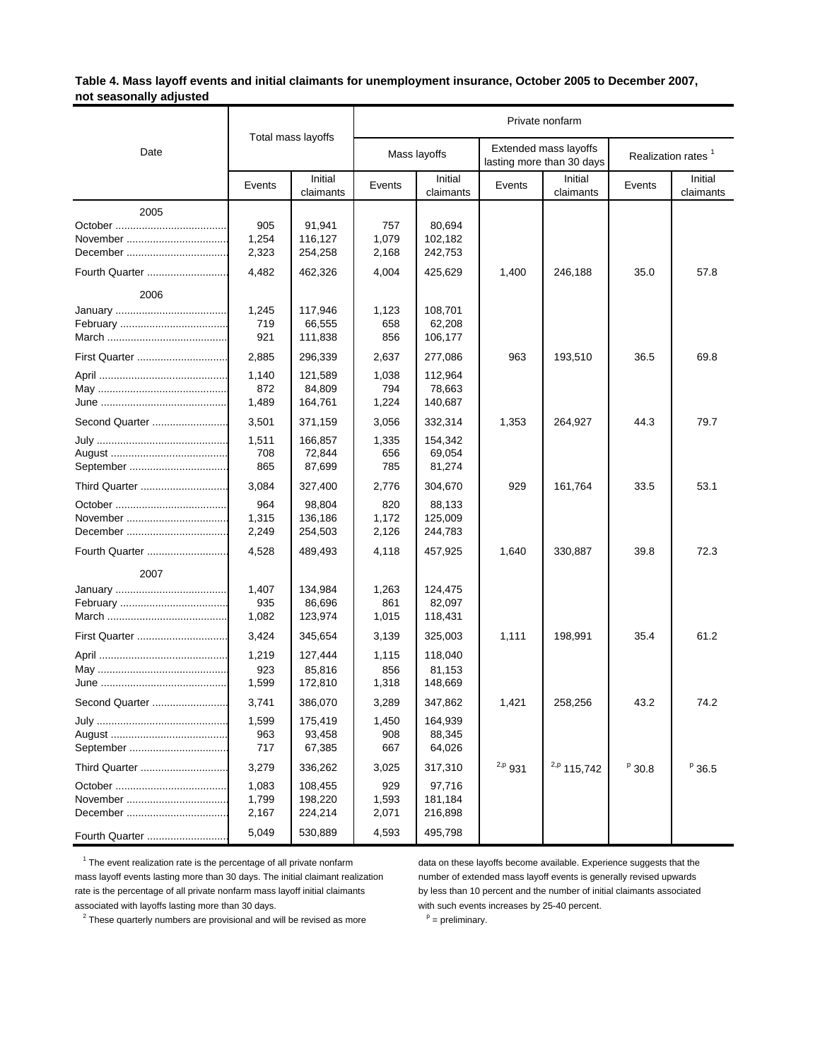**Table 4. Mass layoff events and initial claimants for unemployment insurance, October 2005 to December 2007, not seasonally adjusted**

| Date | Total mass layoffs | | Private nonfarm | | | | | |
|---|---|---|---|---|---|---|---|---|
| | | | Mass layoffs | | Extended mass layoffs lasting more than 30 days | | Realization rates [1] | |
| | Events | Initial claimants | Events | Initial claimants | Events | Initial claimants | Events | Initial claimants |
| **2005** | | | | | | | | |
| October | 905 | 91,941 | 757 | 80,694 | | | | |
| November | 1,254 | 116,127 | 1,079 | 102,182 | | | | |
| December | 2,323 | 254,258 | 2,168 | 242,753 | | | | |
| Fourth Quarter | 4,482 | 462,326 | 4,004 | 425,629 | 1,400 | 246,188 | 35.0 | 57.8 |
| **2006** | | | | | | | | |
| January | 1,245 | 117,946 | 1,123 | 108,701 | | | | |
| February | 719 | 66,555 | 658 | 62,208 | | | | |
| March | 921 | 111,838 | 856 | 106,177 | | | | |
| First Quarter | 2,885 | 296,339 | 2,637 | 277,086 | 963 | 193,510 | 36.5 | 69.8 |
| April | 1,140 | 121,589 | 1,038 | 112,964 | | | | |
| May | 872 | 84,809 | 794 | 78,663 | | | | |
| June | 1,489 | 164,761 | 1,224 | 140,687 | | | | |
| Second Quarter | 3,501 | 371,159 | 3,056 | 332,314 | 1,353 | 264,927 | 44.3 | 79.7 |
| July | 1,511 | 166,857 | 1,335 | 154,342 | | | | |
| August | 708 | 72,844 | 656 | 69,054 | | | | |
| September | 865 | 87,699 | 785 | 81,274 | | | | |
| Third Quarter | 3,084 | 327,400 | 2,776 | 304,670 | 929 | 161,764 | 33.5 | 53.1 |
| October | 964 | 98,804 | 820 | 88,133 | | | | |
| November | 1,315 | 136,186 | 1,172 | 125,009 | | | | |
| December | 2,249 | 254,503 | 2,126 | 244,783 | | | | |
| Fourth Quarter | 4,528 | 489,493 | 4,118 | 457,925 | 1,640 | 330,887 | 39.8 | 72.3 |
| **2007** | | | | | | | | |
| January | 1,407 | 134,984 | 1,263 | 124,475 | | | | |
| February | 935 | 86,696 | 861 | 82,097 | | | | |
| March | 1,082 | 123,974 | 1,015 | 118,431 | | | | |
| First Quarter | 3,424 | 345,654 | 3,139 | 325,003 | 1,111 | 198,991 | 35.4 | 61.2 |
| April | 1,219 | 127,444 | 1,115 | 118,040 | | | | |
| May | 923 | 85,816 | 856 | 81,153 | | | | |
| June | 1,599 | 172,810 | 1,318 | 148,669 | | | | |
| Second Quarter | 3,741 | 386,070 | 3,289 | 347,862 | 1,421 | 258,256 | 43.2 | 74.2 |
| July | 1,599 | 175,419 | 1,450 | 164,939 | | | | |
| August | 963 | 93,458 | 908 | 88,345 | | | | |
| September | 717 | 67,385 | 667 | 64,026 | | | | |
| Third Quarter | 3,279 | 336,262 | 3,025 | 317,310 | [2,p] 931 | [2,p] 115,742 | [p] 30.8 | [p] 36.5 |
| October | 1,083 | 108,455 | 929 | 97,716 | | | | |
| November | 1,799 | 198,220 | 1,593 | 181,184 | | | | |
| December | 2,167 | 224,214 | 2,071 | 216,898 | | | | |
| Fourth Quarter | 5,049 | 530,889 | 4,593 | 495,798 | | | | |

[1] The event realization rate is the percentage of all private nonfarm mass layoff events lasting more than 30 days. The initial claimant realization rate is the percentage of all private nonfarm mass layoff initial claimants associated with layoffs lasting more than 30 days.

[2] These quarterly numbers are provisional and will be revised as more data on these layoffs become available. Experience suggests that the number of extended mass layoff events is generally revised upwards by less than 10 percent and the number of initial claimants associated with such events increases by 25-40 percent.

[p] = preliminary.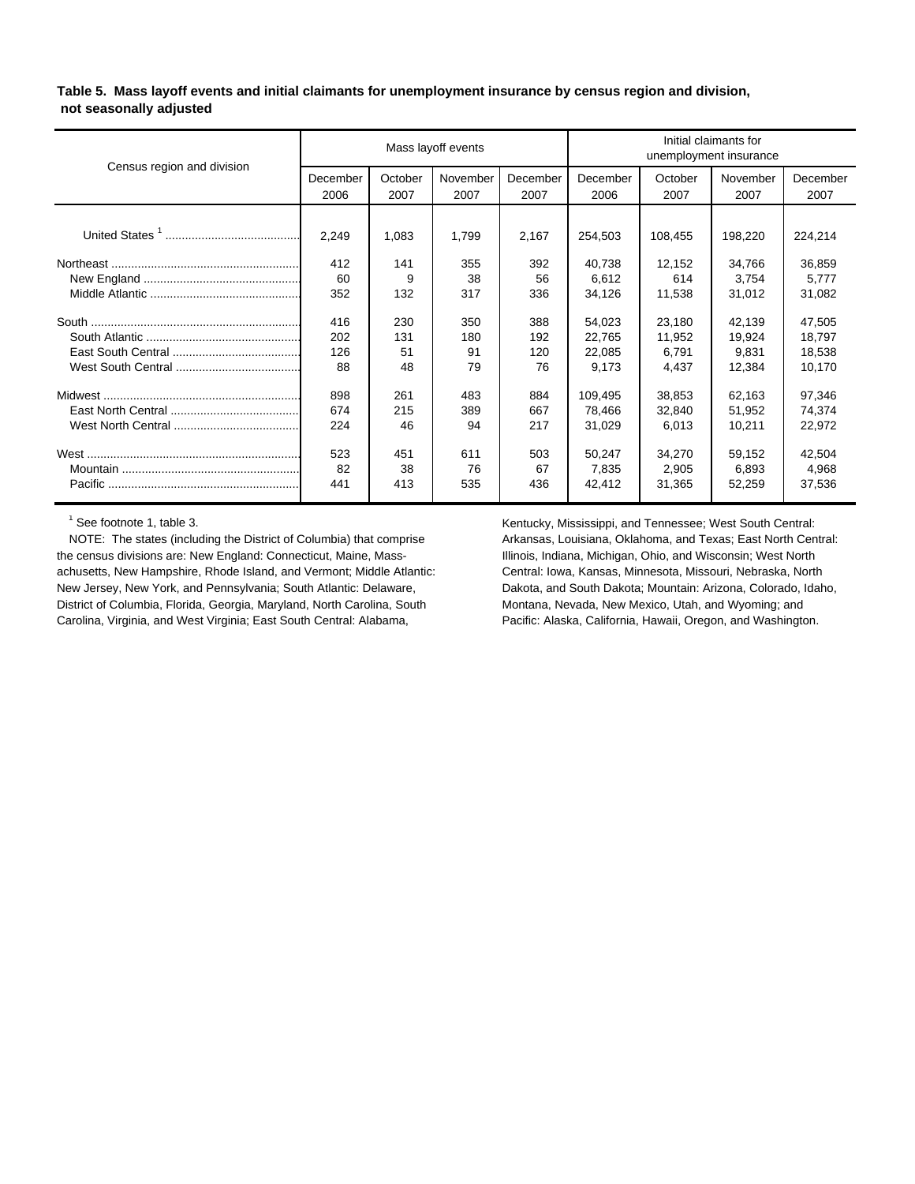**Table 5. Mass layoff events and initial claimants for unemployment insurance by census region and division, not seasonally adjusted**

| Census region and division | Mass layoff events | | | | Initial claimants for unemployment insurance | | | |
|---|---|---|---|---|---|---|---|---|
| | December 2006 | October 2007 | November 2007 | December 2007 | December 2006 | October 2007 | November 2007 | December 2007 |
| United States [1] | 2,249 | 1,083 | 1,799 | 2,167 | 254,503 | 108,455 | 198,220 | 224,214 |
| Northeast | 412 | 141 | 355 | 392 | 40,738 | 12,152 | 34,766 | 36,859 |
| New England | 60 | 9 | 38 | 56 | 6,612 | 614 | 3,754 | 5,777 |
| Middle Atlantic | 352 | 132 | 317 | 336 | 34,126 | 11,538 | 31,012 | 31,082 |
| South | 416 | 230 | 350 | 388 | 54,023 | 23,180 | 42,139 | 47,505 |
| South Atlantic | 202 | 131 | 180 | 192 | 22,765 | 11,952 | 19,924 | 18,797 |
| East South Central | 126 | 51 | 91 | 120 | 22,085 | 6,791 | 9,831 | 18,538 |
| West South Central | 88 | 48 | 79 | 76 | 9,173 | 4,437 | 12,384 | 10,170 |
| Midwest | 898 | 261 | 483 | 884 | 109,495 | 38,853 | 62,163 | 97,346 |
| East North Central | 674 | 215 | 389 | 667 | 78,466 | 32,840 | 51,952 | 74,374 |
| West North Central | 224 | 46 | 94 | 217 | 31,029 | 6,013 | 10,211 | 22,972 |
| West | 523 | 451 | 611 | 503 | 50,247 | 34,270 | 59,152 | 42,504 |
| Mountain | 82 | 38 | 76 | 67 | 7,835 | 2,905 | 6,893 | 4,968 |
| Pacific | 441 | 413 | 535 | 436 | 42,412 | 31,365 | 52,259 | 37,536 |

[1] See footnote 1, table 3.

NOTE: The states (including the District of Columbia) that comprise the census divisions are: New England: Connecticut, Maine, Massachusetts, New Hampshire, Rhode Island, and Vermont; Middle Atlantic: New Jersey, New York, and Pennsylvania; South Atlantic: Delaware, District of Columbia, Florida, Georgia, Maryland, North Carolina, South Carolina, Virginia, and West Virginia; East South Central: Alabama, Kentucky, Mississippi, and Tennessee; West South Central: Arkansas, Louisiana, Oklahoma, and Texas; East North Central: Illinois, Indiana, Michigan, Ohio, and Wisconsin; West North Central: Iowa, Kansas, Minnesota, Missouri, Nebraska, North Dakota, and South Dakota; Mountain: Arizona, Colorado, Idaho, Montana, Nevada, New Mexico, Utah, and Wyoming; and Pacific: Alaska, California, Hawaii, Oregon, and Washington.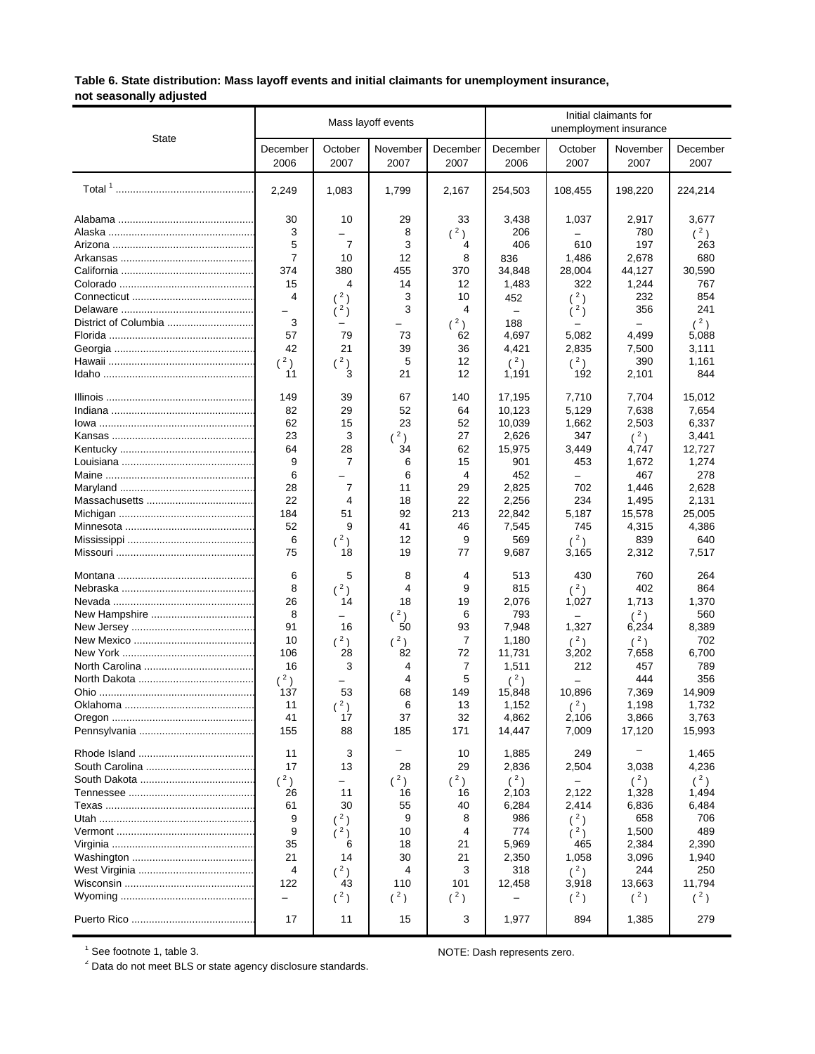**Table 6. State distribution: Mass layoff events and initial claimants for unemployment insurance, not seasonally adjusted**

| State | Mass layoff events | | | | Initial claimants for unemployment insurance | | | |
|---|---|---|---|---|---|---|---|---|
| | December 2006 | October 2007 | November 2007 | December 2007 | December 2006 | October 2007 | November 2007 | December 2007 |
| Total [1] | 2,249 | 1,083 | 1,799 | 2,167 | 254,503 | 108,455 | 198,220 | 224,214 |
| Alabama | 30 | 10 | 29 | 33 | 3,438 | 1,037 | 2,917 | 3,677 |
| Alaska | 3 | – | 8 | ( [2] ) | 206 | – | 780 | ( [2] ) |
| Arizona | 5 | 7 | 3 | 4 | 406 | 610 | 197 | 263 |
| Arkansas | 7 | 10 | 12 | 8 | 836 | 1,486 | 2,678 | 680 |
| California | 374 | 380 | 455 | 370 | 34,848 | 28,004 | 44,127 | 30,590 |
| Colorado | 15 | 4 | 14 | 12 | 1,483 | 322 | 1,244 | 767 |
| Connecticut | 4 | ( [2] ) | 3 | 10 | 452 | ( [2] ) | 232 | 854 |
| Delaware | – | ( [2] ) | 3 | 4 | – | ( [2] ) | 356 | 241 |
| District of Columbia | 3 | – | – | ( [2] ) | 188 | – | – | ( [2] ) |
| Florida | 57 | 79 | 73 | 62 | 4,697 | 5,082 | 4,499 | 5,088 |
| Georgia | 42 | 21 | 39 | 36 | 4,421 | 2,835 | 7,500 | 3,111 |
| Hawaii | ( [2] ) | ( [2] ) | 5 | 12 | ( [2] ) | ( [2] ) | 390 | 1,161 |
| Idaho | 11 | 3 | 21 | 12 | 1,191 | 192 | 2,101 | 844 |
| Illinois | 149 | 39 | 67 | 140 | 17,195 | 7,710 | 7,704 | 15,012 |
| Indiana | 82 | 29 | 52 | 64 | 10,123 | 5,129 | 7,638 | 7,654 |
| Iowa | 62 | 15 | 23 | 52 | 10,039 | 1,662 | 2,503 | 6,337 |
| Kansas | 23 | 3 | ( [2] ) | 27 | 2,626 | 347 | ( [2] ) | 3,441 |
| Kentucky | 64 | 28 | 34 | 62 | 15,975 | 3,449 | 4,747 | 12,727 |
| Louisiana | 9 | 7 | 6 | 15 | 901 | 453 | 1,672 | 1,274 |
| Maine | 6 | – | 6 | 4 | 452 | – | 467 | 278 |
| Maryland | 28 | 7 | 11 | 29 | 2,825 | 702 | 1,446 | 2,628 |
| Massachusetts | 22 | 4 | 18 | 22 | 2,256 | 234 | 1,495 | 2,131 |
| Michigan | 184 | 51 | 92 | 213 | 22,842 | 5,187 | 15,578 | 25,005 |
| Minnesota | 52 | 9 | 41 | 46 | 7,545 | 745 | 4,315 | 4,386 |
| Mississippi | 6 | ( [2] ) | 12 | 9 | 569 | ( [2] ) | 839 | 640 |
| Missouri | 75 | 18 | 19 | 77 | 9,687 | 3,165 | 2,312 | 7,517 |
| Montana | 6 | 5 | 8 | 4 | 513 | 430 | 760 | 264 |
| Nebraska | 8 | ( [2] ) | 4 | 9 | 815 | ( [2] ) | 402 | 864 |
| Nevada | 26 | 14 | 18 | 19 | 2,076 | 1,027 | 1,713 | 1,370 |
| New Hampshire | 8 | – | ( [2] ) | 6 | 793 | – | ( [2] ) | 560 |
| New Jersey | 91 | 16 | 50 | 93 | 7,948 | 1,327 | 6,234 | 8,389 |
| New Mexico | 10 | ( [2] ) | ( [2] ) | 7 | 1,180 | ( [2] ) | ( [2] ) | 702 |
| New York | 106 | 28 | 82 | 72 | 11,731 | 3,202 | 7,658 | 6,700 |
| North Carolina | 16 | 3 | 4 | 7 | 1,511 | 212 | 457 | 789 |
| North Dakota | ( [2] ) | – | 4 | 5 | ( [2] ) | – | 444 | 356 |
| Ohio | 137 | 53 | 68 | 149 | 15,848 | 10,896 | 7,369 | 14,909 |
| Oklahoma | 11 | ( [2] ) | 6 | 13 | 1,152 | ( [2] ) | 1,198 | 1,732 |
| Oregon | 41 | 17 | 37 | 32 | 4,862 | 2,106 | 3,866 | 3,763 |
| Pennsylvania | 155 | 88 | 185 | 171 | 14,447 | 7,009 | 17,120 | 15,993 |
| Rhode Island | 11 | 3 | – | 10 | 1,885 | 249 | – | 1,465 |
| South Carolina | 17 | 13 | 28 | 29 | 2,836 | 2,504 | 3,038 | 4,236 |
| South Dakota | ( [2] ) | – | ( [2] ) | ( [2] ) | ( [2] ) | – | ( [2] ) | ( [2] ) |
| Tennessee | 26 | 11 | 16 | 16 | 2,103 | 2,122 | 1,328 | 1,494 |
| Texas | 61 | 30 | 55 | 40 | 6,284 | 2,414 | 6,836 | 6,484 |
| Utah | 9 | ( [2] ) | 9 | 8 | 986 | ( [2] ) | 658 | 706 |
| Vermont | 9 | ( [2] ) | 10 | 4 | 774 | ( [2] ) | 1,500 | 489 |
| Virginia | 35 | 6 | 18 | 21 | 5,969 | 465 | 2,384 | 2,390 |
| Washington | 21 | 14 | 30 | 21 | 2,350 | 1,058 | 3,096 | 1,940 |
| West Virginia | 4 | ( [2] ) | 4 | 3 | 318 | ( [2] ) | 244 | 250 |
| Wisconsin | 122 | 43 | 110 | 101 | 12,458 | 3,918 | 13,663 | 11,794 |
| Wyoming | – | ( [2] ) | ( [2] ) | ( [2] ) | – | ( [2] ) | ( [2] ) | ( [2] ) |
| Puerto Rico | 17 | 11 | 15 | 3 | 1,977 | 894 | 1,385 | 279 |

[1] See footnote 1, table 3.

[2] Data do not meet BLS or state agency disclosure standards.

NOTE: Dash represents zero.